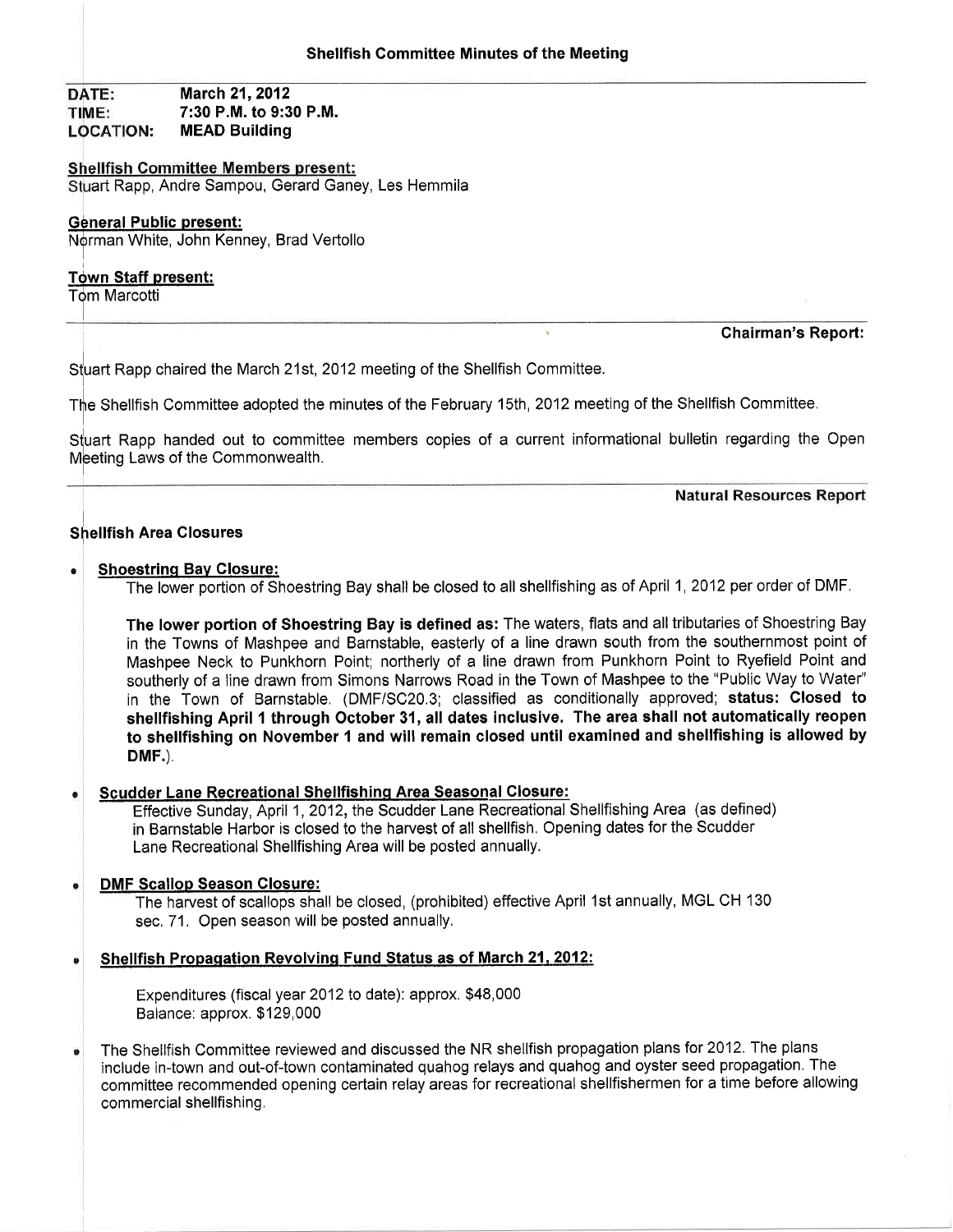## Shellfish Committee Minutes of the Meeting

**DATE:** March 21, 2012
**TIME:** 7:30 P.M. to 9:30 P.M.
**LOCATION:** MEAD Building

**Shellfish Committee Members present:**
Stuart Rapp, Andre Sampou, Gerard Ganey, Les Hemmila

**General Public present:**
Norman White, John Kenney, Brad Vertollo

**Town Staff present:**
Tom Marcotti

### Chairman's Report:

Stuart Rapp chaired the March 21st, 2012 meeting of the Shellfish Committee.

The Shellfish Committee adopted the minutes of the February 15th, 2012 meeting of the Shellfish Committee.

Stuart Rapp handed out to committee members copies of a current informational bulletin regarding the Open Meeting Laws of the Commonwealth.

### Natural Resources Report

**Shellfish Area Closures**

- **Shoestring Bay Closure:**
  The lower portion of Shoestring Bay shall be closed to all shellfishing as of April 1, 2012 per order of DMF.

  **The lower portion of Shoestring Bay is defined as:** The waters, flats and all tributaries of Shoestring Bay in the Towns of Mashpee and Barnstable, easterly of a line drawn south from the southernmost point of Mashpee Neck to Punkhorn Point; northerly of a line drawn from Punkhorn Point to Ryefield Point and southerly of a line drawn from Simons Narrows Road in the Town of Mashpee to the "Public Way to Water" in the Town of Barnstable. (DMF/SC20.3; classified as conditionally approved; **status: Closed to shellfishing April 1 through October 31, all dates inclusive. The area shall not automatically reopen to shellfishing on November 1 and will remain closed until examined and shellfishing is allowed by DMF.**).

- **Scudder Lane Recreational Shellfishing Area Seasonal Closure:**
  Effective Sunday, April 1, 2012, the Scudder Lane Recreational Shellfishing Area (as defined) in Barnstable Harbor is closed to the harvest of all shellfish. Opening dates for the Scudder Lane Recreational Shellfishing Area will be posted annually.

- **DMF Scallop Season Closure:**
  The harvest of scallops shall be closed, (prohibited) effective April 1st annually, MGL CH 130 sec. 71. Open season will be posted annually.

- **Shellfish Propagation Revolving Fund Status as of March 21, 2012:**

  Expenditures (fiscal year 2012 to date): approx. $48,000
  Balance: approx. $129,000

- The Shellfish Committee reviewed and discussed the NR shellfish propagation plans for 2012. The plans include in-town and out-of-town contaminated quahog relays and quahog and oyster seed propagation. The committee recommended opening certain relay areas for recreational shellfishermen for a time before allowing commercial shellfishing.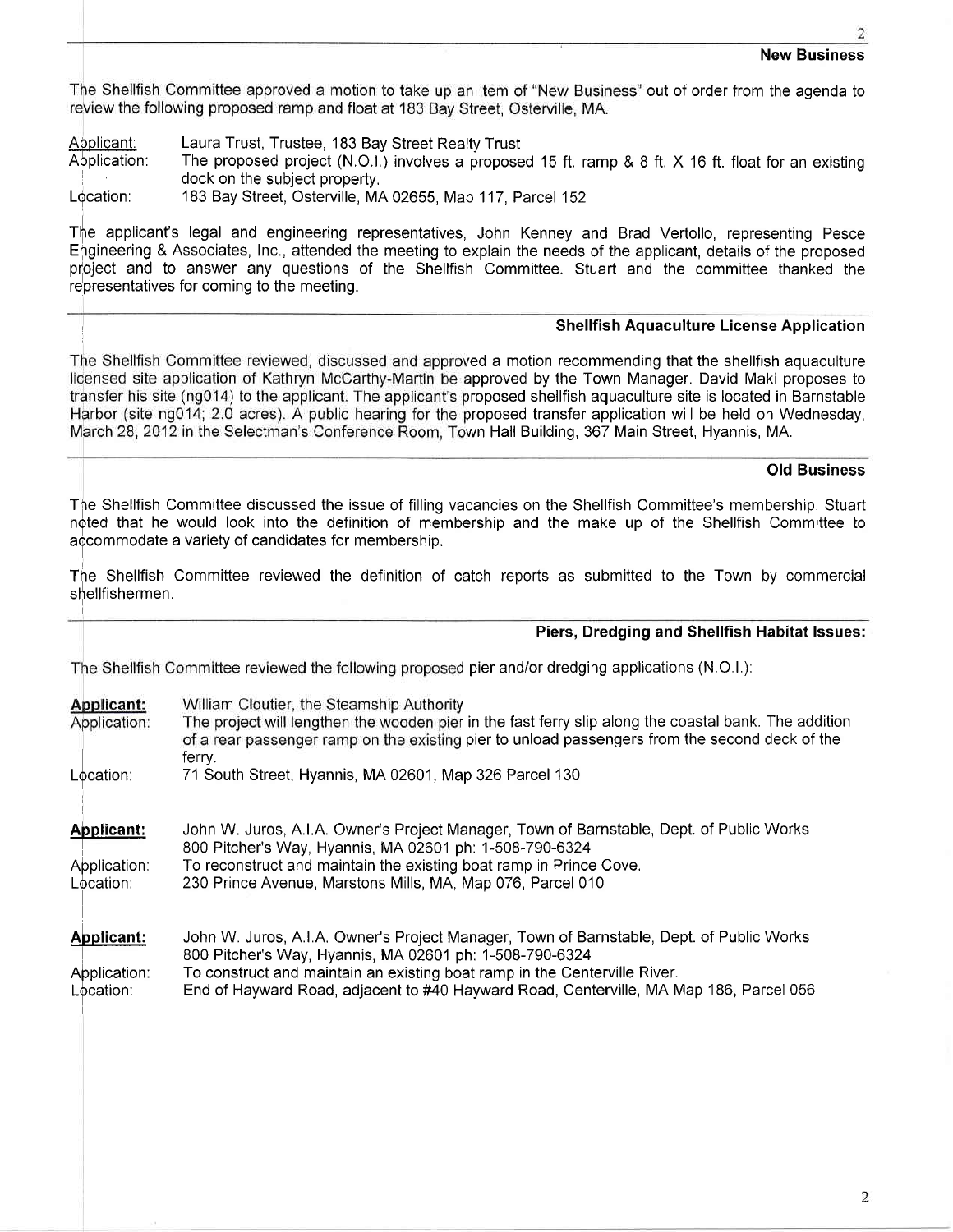## New Business

The Shellfish Committee approved a motion to take up an item of "New Business" out of order from the agenda to review the following proposed ramp and float at 183 Bay Street, Osterville, MA.

Applicant: Laura Trust, Trustee, 183 Bay Street Realty Trust
Application: The proposed project (N.O.I.) involves a proposed 15 ft. ramp & 8 ft. X 16 ft. float for an existing dock on the subject property.
Location: 183 Bay Street, Osterville, MA 02655, Map 117, Parcel 152

The applicant's legal and engineering representatives, John Kenney and Brad Vertollo, representing Pesce Engineering & Associates, Inc., attended the meeting to explain the needs of the applicant, details of the proposed project and to answer any questions of the Shellfish Committee. Stuart and the committee thanked the representatives for coming to the meeting.

## Shellfish Aquaculture License Application

The Shellfish Committee reviewed, discussed and approved a motion recommending that the shellfish aquaculture licensed site application of Kathryn McCarthy-Martin be approved by the Town Manager. David Maki proposes to transfer his site (ng014) to the applicant. The applicant's proposed shellfish aquaculture site is located in Barnstable Harbor (site ng014; 2.0 acres). A public hearing for the proposed transfer application will be held on Wednesday, March 28, 2012 in the Selectman's Conference Room, Town Hall Building, 367 Main Street, Hyannis, MA.

## Old Business

The Shellfish Committee discussed the issue of filling vacancies on the Shellfish Committee's membership. Stuart noted that he would look into the definition of membership and the make up of the Shellfish Committee to accommodate a variety of candidates for membership.

The Shellfish Committee reviewed the definition of catch reports as submitted to the Town by commercial shellfishermen.

## Piers, Dredging and Shellfish Habitat Issues:

The Shellfish Committee reviewed the following proposed pier and/or dredging applications (N.O.I.):

**Applicant:** William Cloutier, the Steamship Authority
Application: The project will lengthen the wooden pier in the fast ferry slip along the coastal bank. The addition of a rear passenger ramp on the existing pier to unload passengers from the second deck of the ferry.
Location: 71 South Street, Hyannis, MA 02601, Map 326 Parcel 130

**Applicant:** John W. Juros, A.I.A. Owner's Project Manager, Town of Barnstable, Dept. of Public Works 800 Pitcher's Way, Hyannis, MA 02601 ph: 1-508-790-6324
Application: To reconstruct and maintain the existing boat ramp in Prince Cove.
Location: 230 Prince Avenue, Marstons Mills, MA, Map 076, Parcel 010

**Applicant:** John W. Juros, A.I.A. Owner's Project Manager, Town of Barnstable, Dept. of Public Works 800 Pitcher's Way, Hyannis, MA 02601 ph: 1-508-790-6324
Application: To construct and maintain an existing boat ramp in the Centerville River.
Location: End of Hayward Road, adjacent to #40 Hayward Road, Centerville, MA Map 186, Parcel 056